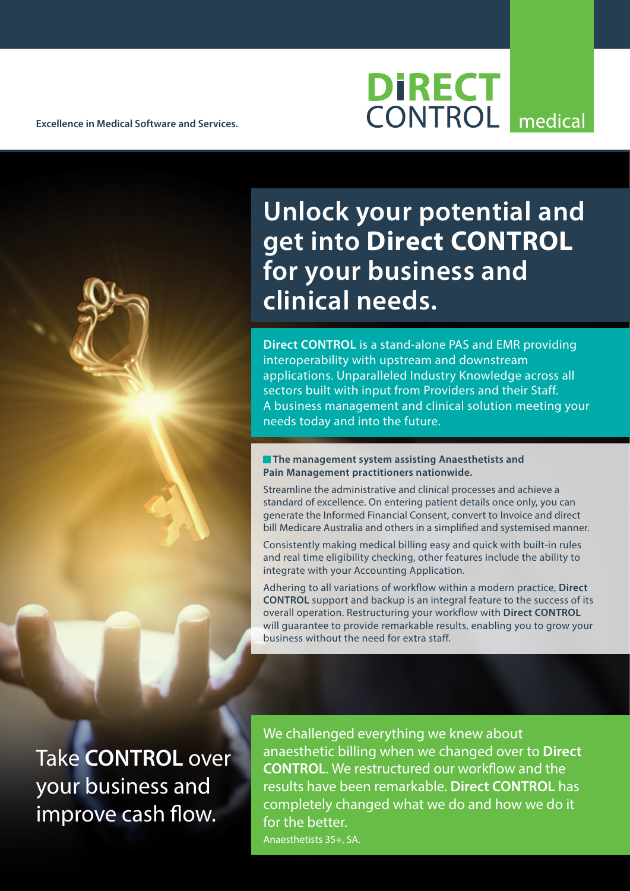Excellence in Medical Software and Services.

**DiRECT** CONTROL medical

# Unlock your potential and get into Direct CONTROL for your business and clinical needs.

**Direct CONTROL** is a stand-alone PAS and EMR providing interoperability with upstream and downstream applications. Unparalleled Industry Knowledge across all sectors built with input from Providers and their Staff. A business management and clinical solution meeting your needs today and into the future.

**The management system assisting Anaesthetists and Pain Management practitioners nationwide.**

Streamline the administrative and clinical processes and achieve a standard of excellence. On entering patient details once only, you can generate the Informed Financial Consent, convert to Invoice and direct bill Medicare Australia and others in a simplified and systemised manner.

Consistently making medical billing easy and quick with built-in rules and real time eligibility checking, other features include the ability to integrate with your Accounting Application.

Adhering to all variations of workflow within a modern practice, **Direct CONTROL** support and backup is an integral feature to the success of its overall operation. Restructuring your workflow with **Direct CONTROL** will guarantee to provide remarkable results, enabling you to grow your business without the need for extra staff.

## Take **CONTROL** over your business and improve cash flow.

We challenged everything we knew about anaesthetic billing when we changed over to **Direct CONTROL**. We restructured our workflow and the results have been remarkable. **Direct CONTROL** has completely changed what we do and how we do it for the better.

Anaesthetists 35+, SA.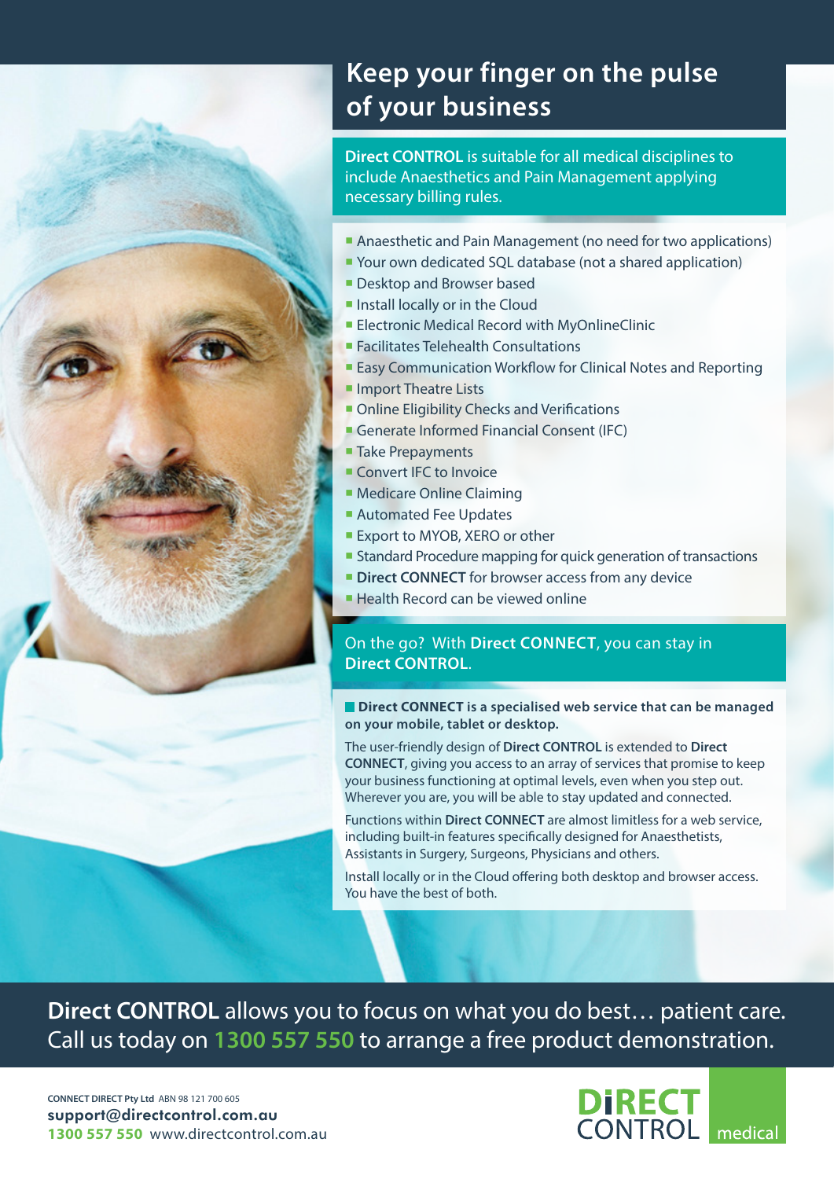# Keep your finger on the pulse of your business

**Direct CONTROL** is suitable for all medical disciplines to include Anaesthetics and Pain Management applying necessary billing rules.

- Anaesthetic and Pain Management (no need for two applications)
- Your own dedicated SQL database (not a shared application)
- Desktop and Browser based
- Install locally or in the Cloud
- Electronic Medical Record with MyOnlineClinic
- Facilitates Telehealth Consultations
- Easy Communication Workflow for Clinical Notes and Reporting
- Import Theatre Lists
- Online Eligibility Checks and Verifications
- Generate Informed Financial Consent (IFC)
- Take Prepayments
- Convert IFC to Invoice
- Medicare Online Claiming
- Automated Fee Updates
- Export to MYOB, XERO or other
- Standard Procedure mapping for quick generation of transactions
- **Direct CONNECT** for browser access from any device
- Health Record can be viewed online

On the go? With **Direct CONNECT**, you can stay in **Direct CONTROL**.

**Direct CONNECT is a specialised web service that can be managed on your mobile, tablet or desktop.**

The user-friendly design of **Direct CONTROL** is extended to **Direct CONNECT**, giving you access to an array of services that promise to keep your business functioning at optimal levels, even when you step out. Wherever you are, you will be able to stay updated and connected.

Functions within **Direct CONNECT** are almost limitless for a web service, including built-in features specifically designed for Anaesthetists, Assistants in Surgery, Surgeons, Physicians and others.

Install locally or in the Cloud offering both desktop and browser access. You have the best of both.

**Direct CONTROL** allows you to focus on what you do best… patient care. Call us today on **1300 557 550** to arrange a free product demonstration.

**CONNECT DIRECT Pty Ltd** ABN 98 121 700 605
**support@directcontrol.com.au**
**1300 557 550** www.directcontrol.com.au

DIRECT CONTROL medical